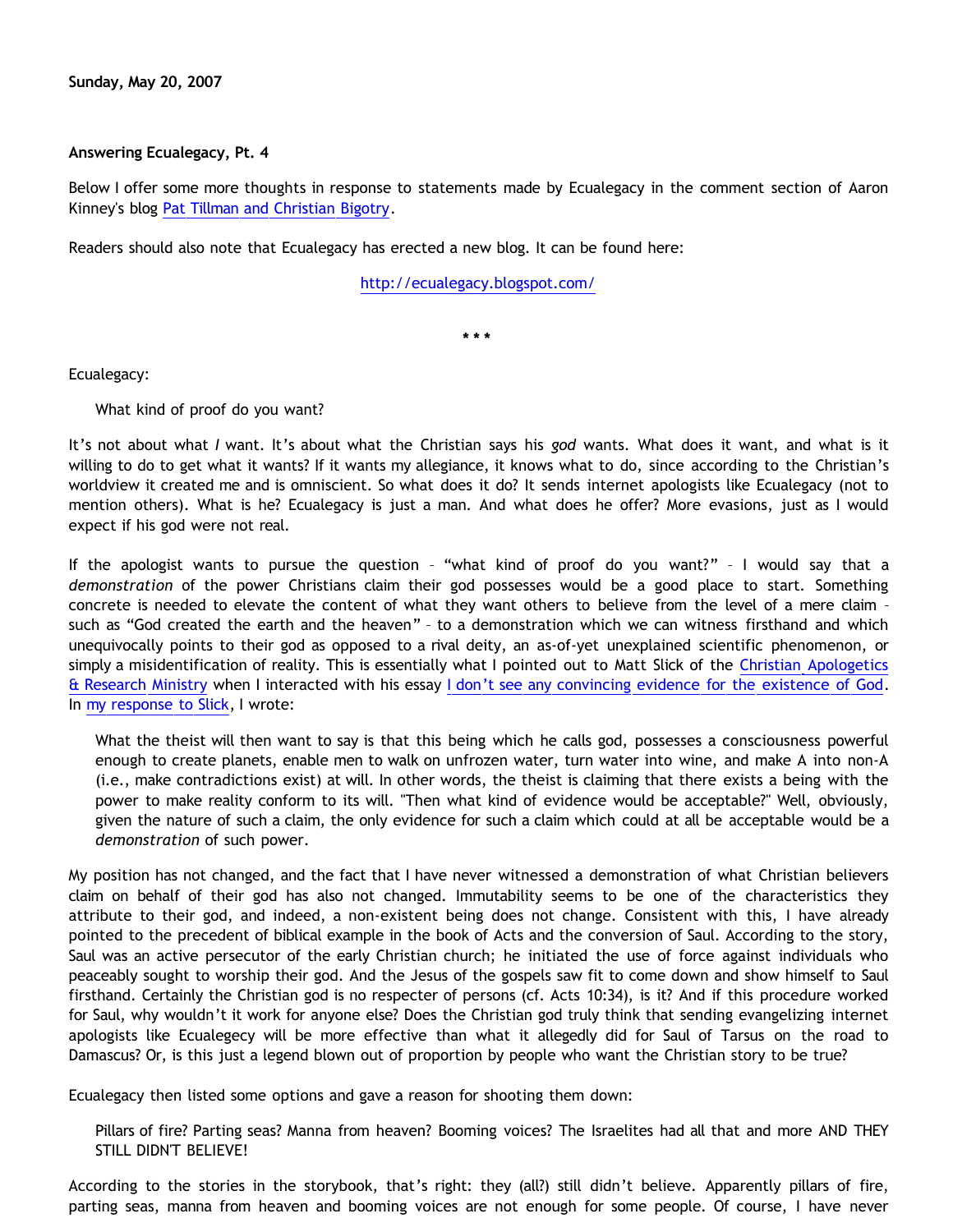**Sunday, May 20, 2007**

**Answering Ecualegacy, Pt. 4**

Below I offer some more thoughts in response to statements made by Ecualegacy in the comment section of Aaron Kinney's blog Pat Tillman and Christian Bigotry.

Readers should also note that Ecualegacy has erected a new blog. It can be found here:

http://ecualegacy.blogspot.com/

\* \* \*

Ecualegacy:

> What kind of proof do you want?

It's not about what *I* want. It's about what the Christian says his *god* wants. What does it want, and what is it willing to do to get what it wants? If it wants my allegiance, it knows what to do, since according to the Christian's worldview it created me and is omniscient. So what does it do? It sends internet apologists like Ecualegacy (not to mention others). What is he? Ecualegacy is just a man. And what does he offer? More evasions, just as I would expect if his god were not real.

If the apologist wants to pursue the question – "what kind of proof do you want?" – I would say that a *demonstration* of the power Christians claim their god possesses would be a good place to start. Something concrete is needed to elevate the content of what they want others to believe from the level of a mere claim – such as "God created the earth and the heaven" – to a demonstration which we can witness firsthand and which unequivocally points to their god as opposed to a rival deity, an as-of-yet unexplained scientific phenomenon, or simply a misidentification of reality. This is essentially what I pointed out to Matt Slick of the Christian Apologetics & Research Ministry when I interacted with his essay I don't see any convincing evidence for the existence of God. In my response to Slick, I wrote:

> What the theist will then want to say is that this being which he calls god, possesses a consciousness powerful enough to create planets, enable men to walk on unfrozen water, turn water into wine, and make A into non-A (i.e., make contradictions exist) at will. In other words, the theist is claiming that there exists a being with the power to make reality conform to its will. "Then what kind of evidence would be acceptable?" Well, obviously, given the nature of such a claim, the only evidence for such a claim which could at all be acceptable would be a *demonstration* of such power.

My position has not changed, and the fact that I have never witnessed a demonstration of what Christian believers claim on behalf of their god has also not changed. Immutability seems to be one of the characteristics they attribute to their god, and indeed, a non-existent being does not change. Consistent with this, I have already pointed to the precedent of biblical example in the book of Acts and the conversion of Saul. According to the story, Saul was an active persecutor of the early Christian church; he initiated the use of force against individuals who peaceably sought to worship their god. And the Jesus of the gospels saw fit to come down and show himself to Saul firsthand. Certainly the Christian god is no respecter of persons (cf. Acts 10:34), is it? And if this procedure worked for Saul, why wouldn't it work for anyone else? Does the Christian god truly think that sending evangelizing internet apologists like Ecualegecy will be more effective than what it allegedly did for Saul of Tarsus on the road to Damascus? Or, is this just a legend blown out of proportion by people who want the Christian story to be true?

Ecualegacy then listed some options and gave a reason for shooting them down:

> Pillars of fire? Parting seas? Manna from heaven? Booming voices? The Israelites had all that and more AND THEY STILL DIDN'T BELIEVE!

According to the stories in the storybook, that's right: they (all?) still didn't believe. Apparently pillars of fire, parting seas, manna from heaven and booming voices are not enough for some people. Of course, I have never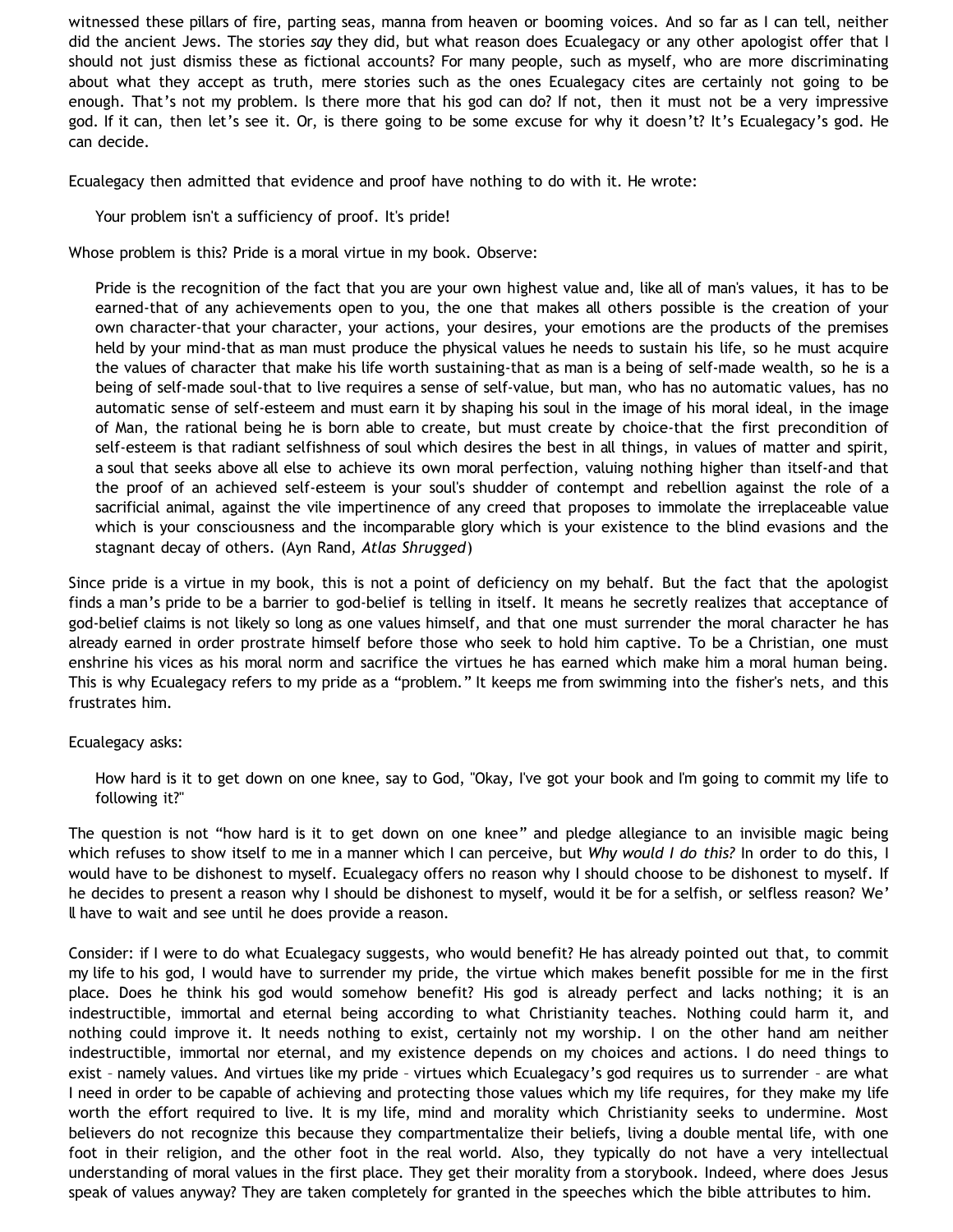witnessed these pillars of fire, parting seas, manna from heaven or booming voices. And so far as I can tell, neither did the ancient Jews. The stories *say* they did, but what reason does Ecualegacy or any other apologist offer that I should not just dismiss these as fictional accounts? For many people, such as myself, who are more discriminating about what they accept as truth, mere stories such as the ones Ecualegacy cites are certainly not going to be enough. That's not my problem. Is there more that his god can do? If not, then it must not be a very impressive god. If it can, then let's see it. Or, is there going to be some excuse for why it doesn't? It's Ecualegacy's god. He can decide.

Ecualegacy then admitted that evidence and proof have nothing to do with it. He wrote:

> Your problem isn't a sufficiency of proof. It's pride!

Whose problem is this? Pride is a moral virtue in my book. Observe:

> Pride is the recognition of the fact that you are your own highest value and, like all of man's values, it has to be earned-that of any achievements open to you, the one that makes all others possible is the creation of your own character-that your character, your actions, your desires, your emotions are the products of the premises held by your mind-that as man must produce the physical values he needs to sustain his life, so he must acquire the values of character that make his life worth sustaining-that as man is a being of self-made wealth, so he is a being of self-made soul-that to live requires a sense of self-value, but man, who has no automatic values, has no automatic sense of self-esteem and must earn it by shaping his soul in the image of his moral ideal, in the image of Man, the rational being he is born able to create, but must create by choice-that the first precondition of self-esteem is that radiant selfishness of soul which desires the best in all things, in values of matter and spirit, a soul that seeks above all else to achieve its own moral perfection, valuing nothing higher than itself-and that the proof of an achieved self-esteem is your soul's shudder of contempt and rebellion against the role of a sacrificial animal, against the vile impertinence of any creed that proposes to immolate the irreplaceable value which is your consciousness and the incomparable glory which is your existence to the blind evasions and the stagnant decay of others. (Ayn Rand, *Atlas Shrugged*)

Since pride is a virtue in my book, this is not a point of deficiency on my behalf. But the fact that the apologist finds a man's pride to be a barrier to god-belief is telling in itself. It means he secretly realizes that acceptance of god-belief claims is not likely so long as one values himself, and that one must surrender the moral character he has already earned in order prostrate himself before those who seek to hold him captive. To be a Christian, one must enshrine his vices as his moral norm and sacrifice the virtues he has earned which make him a moral human being. This is why Ecualegacy refers to my pride as a "problem." It keeps me from swimming into the fisher's nets, and this frustrates him.

Ecualegacy asks:

> How hard is it to get down on one knee, say to God, "Okay, I've got your book and I'm going to commit my life to following it?"

The question is not "how hard is it to get down on one knee" and pledge allegiance to an invisible magic being which refuses to show itself to me in a manner which I can perceive, but *Why would I do this?* In order to do this, I would have to be dishonest to myself. Ecualegacy offers no reason why I should choose to be dishonest to myself. If he decides to present a reason why I should be dishonest to myself, would it be for a selfish, or selfless reason? We'll have to wait and see until he does provide a reason.

Consider: if I were to do what Ecualegacy suggests, who would benefit? He has already pointed out that, to commit my life to his god, I would have to surrender my pride, the virtue which makes benefit possible for me in the first place. Does he think his god would somehow benefit? His god is already perfect and lacks nothing; it is an indestructible, immortal and eternal being according to what Christianity teaches. Nothing could harm it, and nothing could improve it. It needs nothing to exist, certainly not my worship. I on the other hand am neither indestructible, immortal nor eternal, and my existence depends on my choices and actions. I do need things to exist – namely values. And virtues like my pride – virtues which Ecualegacy's god requires us to surrender – are what I need in order to be capable of achieving and protecting those values which my life requires, for they make my life worth the effort required to live. It is my life, mind and morality which Christianity seeks to undermine. Most believers do not recognize this because they compartmentalize their beliefs, living a double mental life, with one foot in their religion, and the other foot in the real world. Also, they typically do not have a very intellectual understanding of moral values in the first place. They get their morality from a storybook. Indeed, where does Jesus speak of values anyway? They are taken completely for granted in the speeches which the bible attributes to him.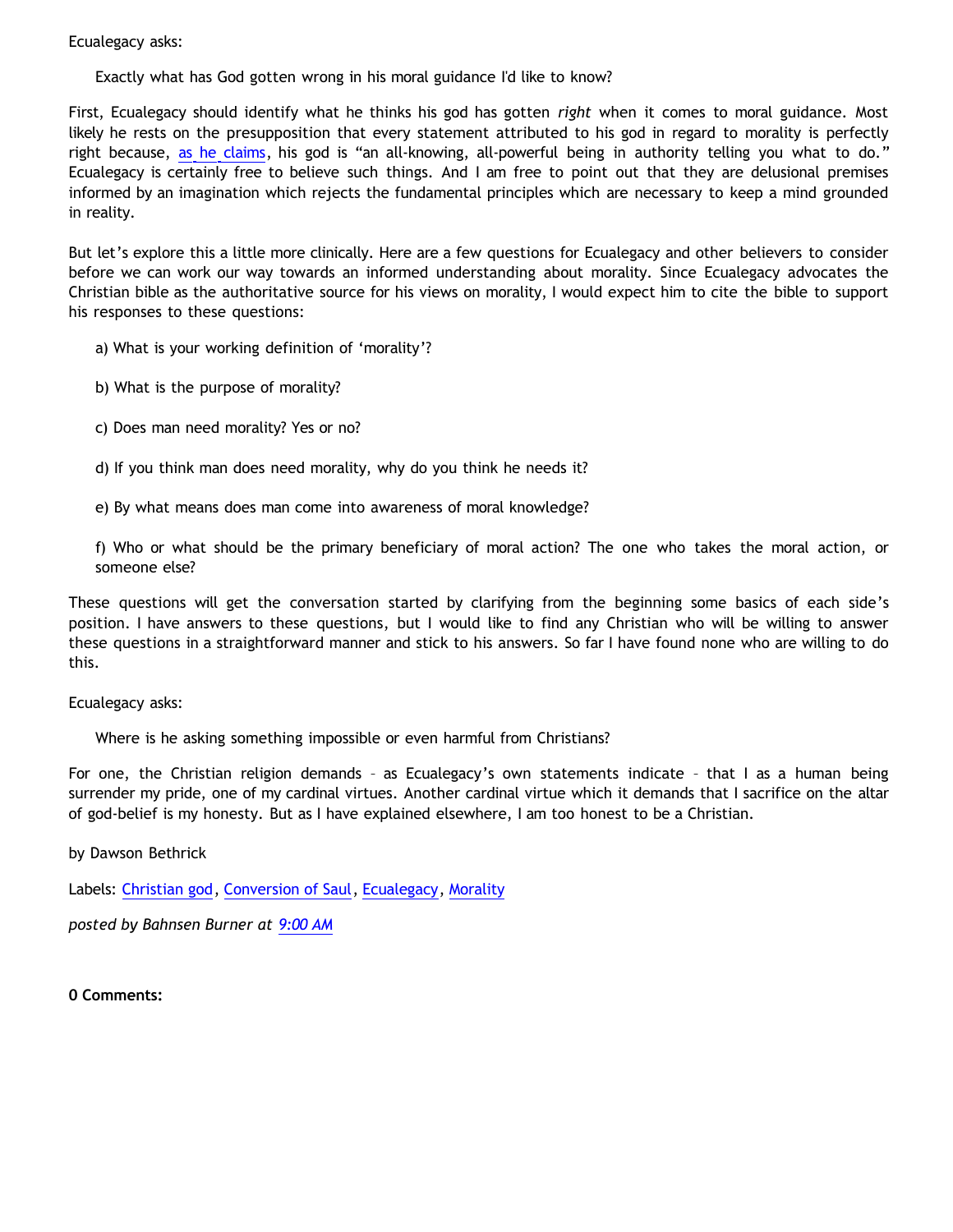Ecualegacy asks:

> Exactly what has God gotten wrong in his moral guidance I'd like to know?

First, Ecualegacy should identify what he thinks his god has gotten *right* when it comes to moral guidance. Most likely he rests on the presupposition that every statement attributed to his god in regard to morality is perfectly right because, [as he claims](), his god is "an all-knowing, all-powerful being in authority telling you what to do." Ecualegacy is certainly free to believe such things. And I am free to point out that they are delusional premises informed by an imagination which rejects the fundamental principles which are necessary to keep a mind grounded in reality.

But let's explore this a little more clinically. Here are a few questions for Ecualegacy and other believers to consider before we can work our way towards an informed understanding about morality. Since Ecualegacy advocates the Christian bible as the authoritative source for his views on morality, I would expect him to cite the bible to support his responses to these questions:

> a) What is your working definition of 'morality'?
>
> b) What is the purpose of morality?
>
> c) Does man need morality? Yes or no?
>
> d) If you think man does need morality, why do you think he needs it?
>
> e) By what means does man come into awareness of moral knowledge?
>
> f) Who or what should be the primary beneficiary of moral action? The one who takes the moral action, or someone else?

These questions will get the conversation started by clarifying from the beginning some basics of each side's position. I have answers to these questions, but I would like to find any Christian who will be willing to answer these questions in a straightforward manner and stick to his answers. So far I have found none who are willing to do this.

Ecualegacy asks:

> Where is he asking something impossible or even harmful from Christians?

For one, the Christian religion demands – as Ecualegacy's own statements indicate – that I as a human being surrender my pride, one of my cardinal virtues. Another cardinal virtue which it demands that I sacrifice on the altar of god-belief is my honesty. But as I have explained elsewhere, I am too honest to be a Christian.

by Dawson Bethrick

Labels: [Christian god](), [Conversion of Saul](), [Ecualegacy](), [Morality]()

*posted by Bahnsen Burner at [9:00 AM]()*

**0 Comments:**